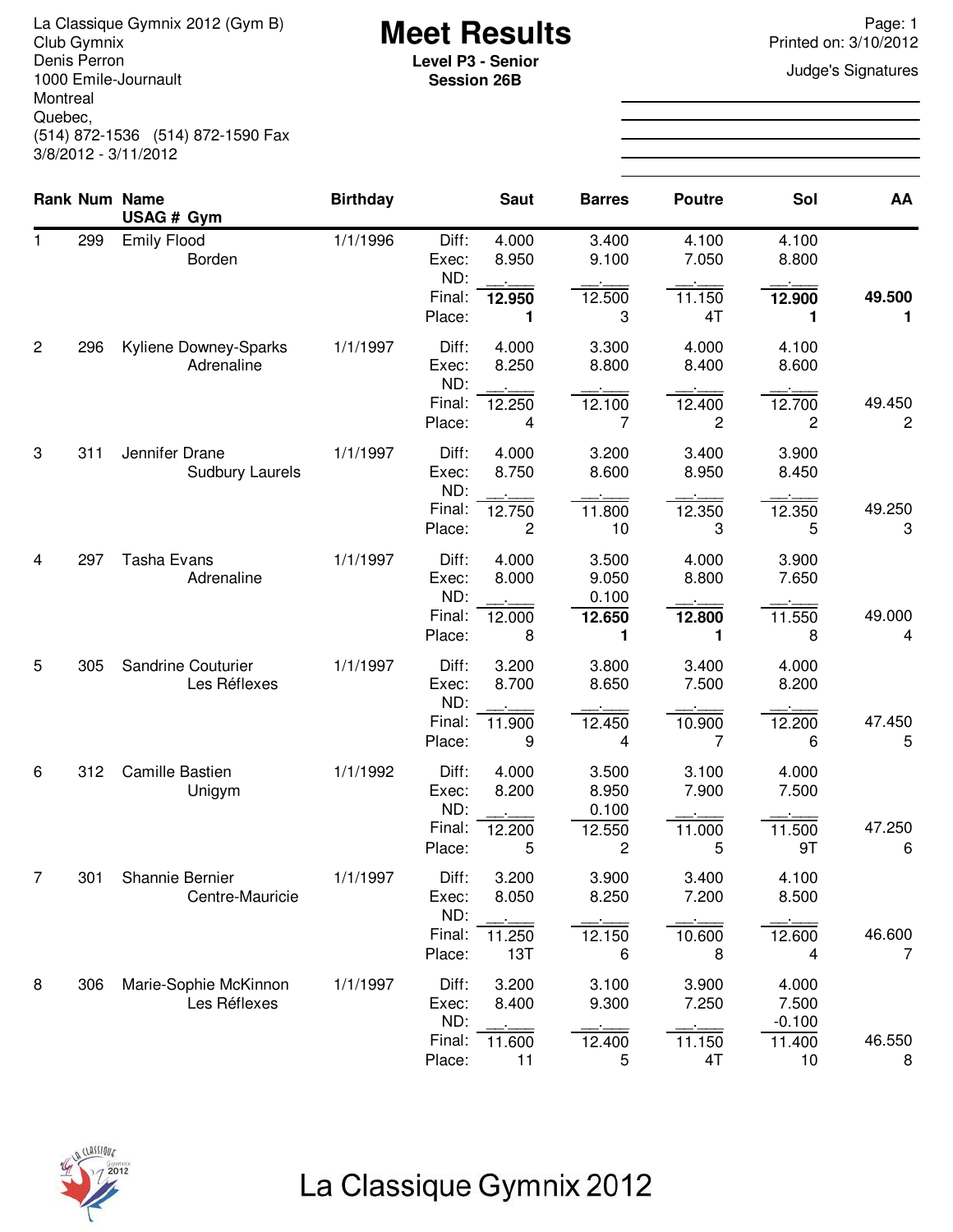La Classique Gymnix 2012 (Gym B)
Club Gymnix
Denis Perron
1000 Emile-Journault
Montreal
Quebec,
(514) 872-1536 (514) 872-1590 Fax
3/8/2012 - 3/11/2012

# Meet Results

**Level P3 - Senior**
**Session 26B**

Printed on: 3/10/2012

Judge's Signatures

| Rank | Num | Name / USAG # Gym | Birthday | | Saut | Barres | Poutre | Sol | AA |
|---|---|---|---|---|---|---|---|---|---|
| 1 | 299 | Emily Flood | 1/1/1996 | Diff: | 4.000 | 3.400 | 4.100 | 4.100 | |
| | | Borden | | Exec: | 8.950 | 9.100 | 7.050 | 8.800 | |
| | | | | ND: | __.___ | __.___ | __.___ | __.___ | |
| | | | | Final: | **12.950** | 12.500 | 11.150 | **12.900** | **49.500** |
| | | | | Place: | **1** | 3 | 4T | **1** | **1** |
| 2 | 296 | Kyliene Downey-Sparks | 1/1/1997 | Diff: | 4.000 | 3.300 | 4.000 | 4.100 | |
| | | Adrenaline | | Exec: | 8.250 | 8.800 | 8.400 | 8.600 | |
| | | | | ND: | __.___ | __.___ | __.___ | __.___ | |
| | | | | Final: | 12.250 | 12.100 | 12.400 | 12.700 | 49.450 |
| | | | | Place: | 4 | 7 | 2 | 2 | 2 |
| 3 | 311 | Jennifer Drane | 1/1/1997 | Diff: | 4.000 | 3.200 | 3.400 | 3.900 | |
| | | Sudbury Laurels | | Exec: | 8.750 | 8.600 | 8.950 | 8.450 | |
| | | | | ND: | __.___ | __.___ | __.___ | __.___ | |
| | | | | Final: | 12.750 | 11.800 | 12.350 | 12.350 | 49.250 |
| | | | | Place: | 2 | 10 | 3 | 5 | 3 |
| 4 | 297 | Tasha Evans | 1/1/1997 | Diff: | 4.000 | 3.500 | 4.000 | 3.900 | |
| | | Adrenaline | | Exec: | 8.000 | 9.050 | 8.800 | 7.650 | |
| | | | | ND: | __.___ | 0.100 | __.___ | __.___ | |
| | | | | Final: | 12.000 | **12.650** | **12.800** | 11.550 | 49.000 |
| | | | | Place: | 8 | **1** | **1** | 8 | 4 |
| 5 | 305 | Sandrine Couturier | 1/1/1997 | Diff: | 3.200 | 3.800 | 3.400 | 4.000 | |
| | | Les Réflexes | | Exec: | 8.700 | 8.650 | 7.500 | 8.200 | |
| | | | | ND: | __.___ | __.___ | __.___ | __.___ | |
| | | | | Final: | 11.900 | 12.450 | 10.900 | 12.200 | 47.450 |
| | | | | Place: | 9 | 4 | 7 | 6 | 5 |
| 6 | 312 | Camille Bastien | 1/1/1992 | Diff: | 4.000 | 3.500 | 3.100 | 4.000 | |
| | | Unigym | | Exec: | 8.200 | 8.950 | 7.900 | 7.500 | |
| | | | | ND: | __.___ | 0.100 | __.___ | __.___ | |
| | | | | Final: | 12.200 | 12.550 | 11.000 | 11.500 | 47.250 |
| | | | | Place: | 5 | 2 | 5 | 9T | 6 |
| 7 | 301 | Shannie Bernier | 1/1/1997 | Diff: | 3.200 | 3.900 | 3.400 | 4.100 | |
| | | Centre-Mauricie | | Exec: | 8.050 | 8.250 | 7.200 | 8.500 | |
| | | | | ND: | __.___ | __.___ | __.___ | __.___ | |
| | | | | Final: | 11.250 | 12.150 | 10.600 | 12.600 | 46.600 |
| | | | | Place: | 13T | 6 | 8 | 4 | 7 |
| 8 | 306 | Marie-Sophie McKinnon | 1/1/1997 | Diff: | 3.200 | 3.100 | 3.900 | 4.000 | |
| | | Les Réflexes | | Exec: | 8.400 | 9.300 | 7.250 | 7.500 | |
| | | | | ND: | __.___ | __.___ | __.___ | -0.100 | |
| | | | | Final: | 11.600 | 12.400 | 11.150 | 11.400 | 46.550 |
| | | | | Place: | 11 | 5 | 4T | 10 | 8 |

La Classique Gymnix 2012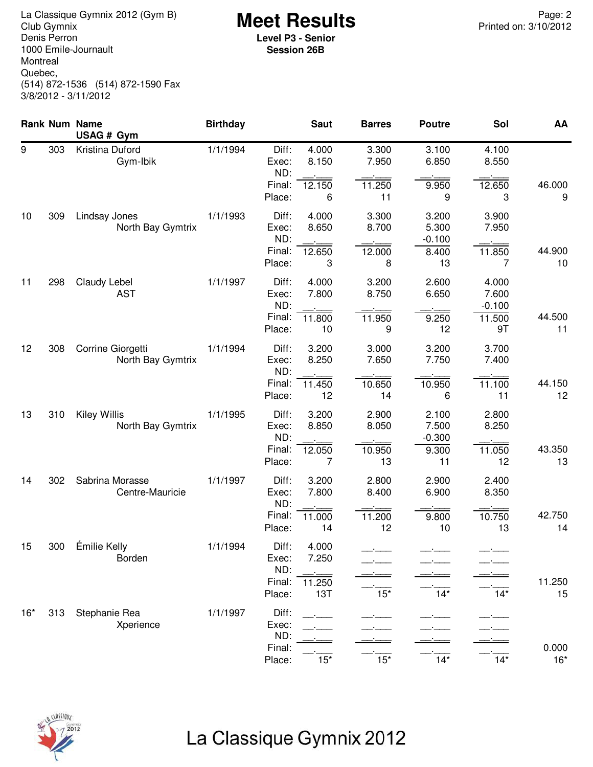La Classique Gymnix 2012 (Gym B)
Club Gymnix
Denis Perron
1000 Emile-Journault
Montreal
Quebec,
(514) 872-1536 (514) 872-1590 Fax
3/8/2012 - 3/11/2012

# Meet Results

**Level P3 - Senior**
**Session 26B**

Printed on: 3/10/2012

| Rank | Num | Name / USAG # Gym | Birthday | | Saut | Barres | Poutre | Sol | AA |
|---|---|---|---|---|---|---|---|---|---|
| 9 | 303 | Kristina Duford | 1/1/1994 | Diff: | 4.000 | 3.300 | 3.100 | 4.100 | |
| | | Gym-Ibik | | Exec: | 8.150 | 7.950 | 6.850 | 8.550 | |
| | | | | ND: | __.___ | __.___ | __.___ | __.___ | |
| | | | | Final: | 12.150 | 11.250 | 9.950 | 12.650 | 46.000 |
| | | | | Place: | 6 | 11 | 9 | 3 | 9 |
| 10 | 309 | Lindsay Jones | 1/1/1993 | Diff: | 4.000 | 3.300 | 3.200 | 3.900 | |
| | | North Bay Gymtrix | | Exec: | 8.650 | 8.700 | 5.300 | 7.950 | |
| | | | | ND: | __.___ | __.___ | -0.100 | __.___ | |
| | | | | Final: | 12.650 | 12.000 | 8.400 | 11.850 | 44.900 |
| | | | | Place: | 3 | 8 | 13 | 7 | 10 |
| 11 | 298 | Claudy Lebel | 1/1/1997 | Diff: | 4.000 | 3.200 | 2.600 | 4.000 | |
| | | AST | | Exec: | 7.800 | 8.750 | 6.650 | 7.600 | |
| | | | | ND: | __.___ | __.___ | __.___ | -0.100 | |
| | | | | Final: | 11.800 | 11.950 | 9.250 | 11.500 | 44.500 |
| | | | | Place: | 10 | 9 | 12 | 9T | 11 |
| 12 | 308 | Corrine Giorgetti | 1/1/1994 | Diff: | 3.200 | 3.000 | 3.200 | 3.700 | |
| | | North Bay Gymtrix | | Exec: | 8.250 | 7.650 | 7.750 | 7.400 | |
| | | | | ND: | __.___ | __.___ | __.___ | __.___ | |
| | | | | Final: | 11.450 | 10.650 | 10.950 | 11.100 | 44.150 |
| | | | | Place: | 12 | 14 | 6 | 11 | 12 |
| 13 | 310 | Kiley Willis | 1/1/1995 | Diff: | 3.200 | 2.900 | 2.100 | 2.800 | |
| | | North Bay Gymtrix | | Exec: | 8.850 | 8.050 | 7.500 | 8.250 | |
| | | | | ND: | __.___ | __.___ | -0.300 | __.___ | |
| | | | | Final: | 12.050 | 10.950 | 9.300 | 11.050 | 43.350 |
| | | | | Place: | 7 | 13 | 11 | 12 | 13 |
| 14 | 302 | Sabrina Morasse | 1/1/1997 | Diff: | 3.200 | 2.800 | 2.900 | 2.400 | |
| | | Centre-Mauricie | | Exec: | 7.800 | 8.400 | 6.900 | 8.350 | |
| | | | | ND: | __.___ | __.___ | __.___ | __.___ | |
| | | | | Final: | 11.000 | 11.200 | 9.800 | 10.750 | 42.750 |
| | | | | Place: | 14 | 12 | 10 | 13 | 14 |
| 15 | 300 | Émilie Kelly | 1/1/1994 | Diff: | 4.000 | __.___ | __.___ | __.___ | |
| | | Borden | | Exec: | 7.250 | __.___ | __.___ | __.___ | |
| | | | | ND: | __.___ | __.___ | __.___ | __.___ | |
| | | | | Final: | 11.250 | __.___ | __.___ | __.___ | 11.250 |
| | | | | Place: | 13T | 15* | 14* | 14* | 15 |
| 16* | 313 | Stephanie Rea | 1/1/1997 | Diff: | __.___ | __.___ | __.___ | __.___ | |
| | | Xperience | | Exec: | __.___ | __.___ | __.___ | __.___ | |
| | | | | ND: | __.___ | __.___ | __.___ | __.___ | |
| | | | | Final: | __.___ | __.___ | __.___ | __.___ | 0.000 |
| | | | | Place: | 15* | 15* | 14* | 14* | 16* |

La Classique Gymnix 2012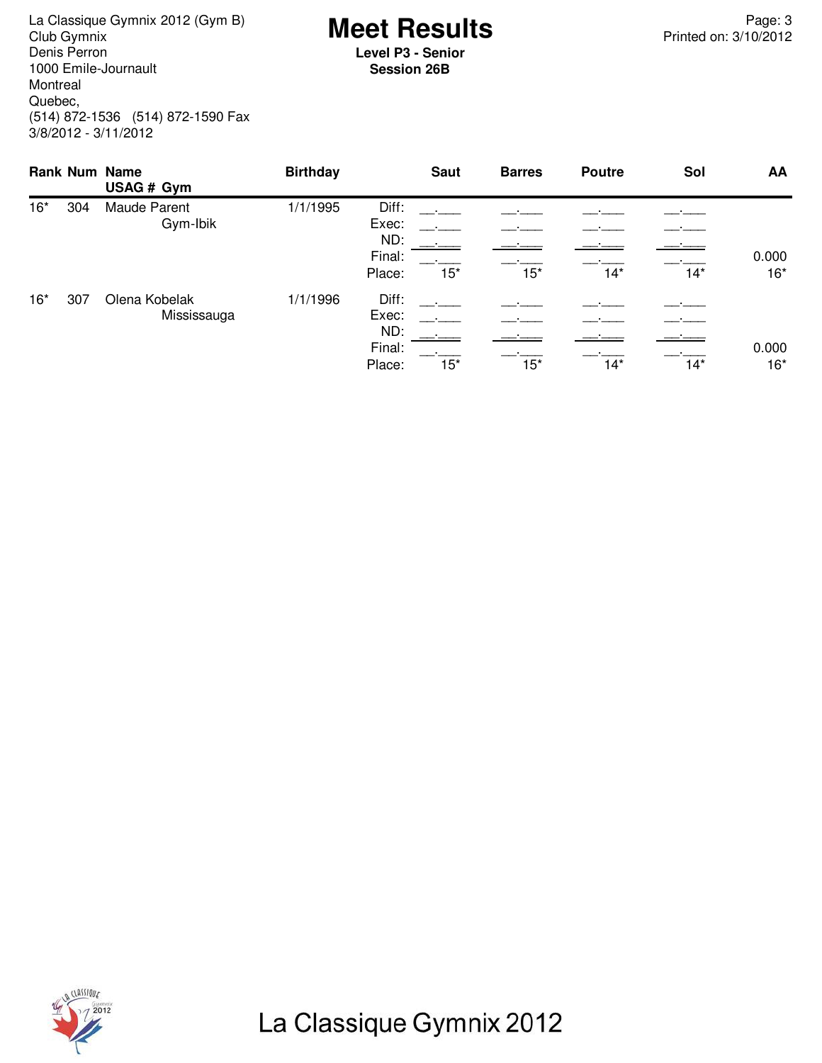La Classique Gymnix 2012 (Gym B)
Club Gymnix
Denis Perron
1000 Emile-Journault
Montreal
Quebec,
(514) 872-1536 (514) 872-1590 Fax
3/8/2012 - 3/11/2012

# Meet Results

**Level P3 - Senior**
**Session 26B**

Printed on: 3/10/2012

| Rank | Num | Name / USAG # Gym | Birthday | | Saut | Barres | Poutre | Sol | AA |
|---|---|---|---|---|---|---|---|---|---|
| 16* | 304 | Maude Parent | 1/1/1995 | Diff: | __.___ | __.___ | __.___ | __.___ | |
| | | Gym-Ibik | | Exec: | __.___ | __.___ | __.___ | __.___ | |
| | | | | ND: | __.___ | __.___ | __.___ | __.___ | |
| | | | | Final: | __.___ | __.___ | __.___ | __.___ | 0.000 |
| | | | | Place: | 15* | 15* | 14* | 14* | 16* |
| 16* | 307 | Olena Kobelak | 1/1/1996 | Diff: | __.___ | __.___ | __.___ | __.___ | |
| | | Mississauga | | Exec: | __.___ | __.___ | __.___ | __.___ | |
| | | | | ND: | __.___ | __.___ | __.___ | __.___ | |
| | | | | Final: | __.___ | __.___ | __.___ | __.___ | 0.000 |
| | | | | Place: | 15* | 15* | 14* | 14* | 16* |

La Classique Gymnix 2012